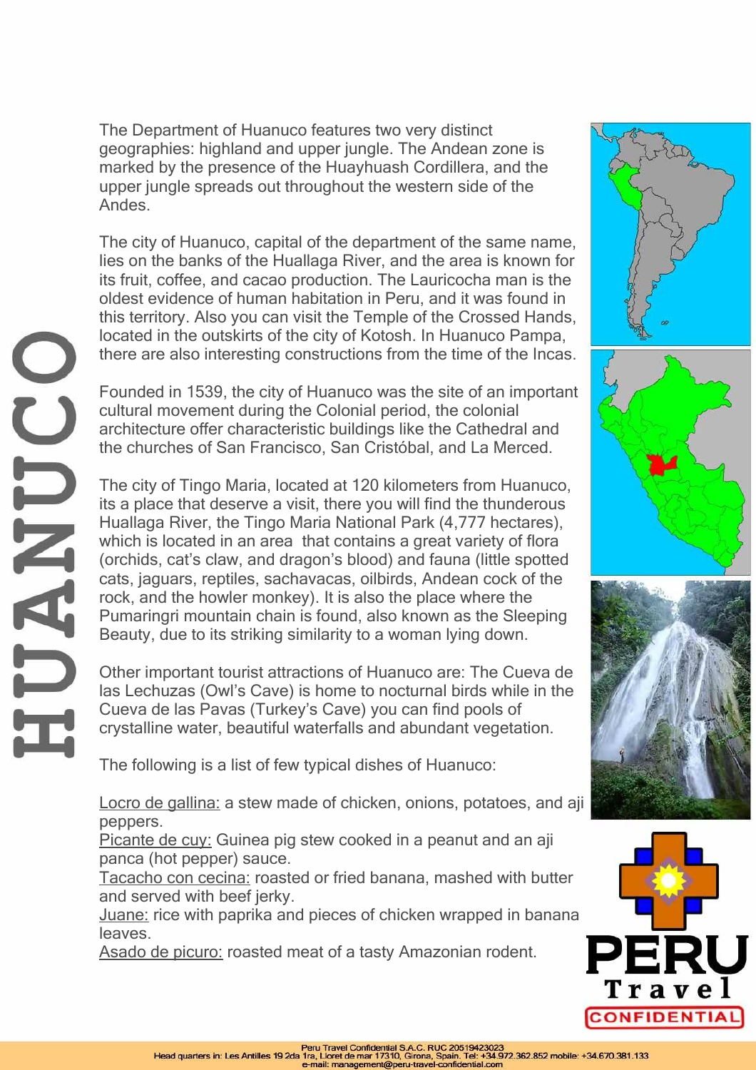# HUANUCO

The Department of Huanuco features two very distinct geographies: highland and upper jungle. The Andean zone is marked by the presence of the Huayhuash Cordillera, and the upper jungle spreads out throughout the western side of the Andes.

The city of Huanuco, capital of the department of the same name, lies on the banks of the Huallaga River, and the area is known for its fruit, coffee, and cacao production. The Lauricocha man is the oldest evidence of human habitation in Peru, and it was found in this territory. Also you can visit the Temple of the Crossed Hands, located in the outskirts of the city of Kotosh. In Huanuco Pampa, there are also interesting constructions from the time of the Incas.

Founded in 1539, the city of Huanuco was the site of an important cultural movement during the Colonial period, the colonial architecture offer characteristic buildings like the Cathedral and the churches of San Francisco, San Cristóbal, and La Merced.

The city of Tingo Maria, located at 120 kilometers from Huanuco, its a place that deserve a visit, there you will find the thunderous Huallaga River, the Tingo Maria National Park (4,777 hectares), which is located in an area that contains a great variety of flora (orchids, cat's claw, and dragon's blood) and fauna (little spotted cats, jaguars, reptiles, sachavacas, oilbirds, Andean cock of the rock, and the howler monkey). It is also the place where the Pumaringri mountain chain is found, also known as the Sleeping Beauty, due to its striking similarity to a woman lying down.

Other important tourist attractions of Huanuco are: The Cueva de las Lechuzas (Owl's Cave) is home to nocturnal birds while in the Cueva de las Pavas (Turkey's Cave) you can find pools of crystalline water, beautiful waterfalls and abundant vegetation.

The following is a list of few typical dishes of Huanuco:

Locro de gallina: a stew made of chicken, onions, potatoes, and aji peppers.
Picante de cuy: Guinea pig stew cooked in a peanut and an aji panca (hot pepper) sauce.
Tacacho con cecina: roasted or fried banana, mashed with butter and served with beef jerky.
Juane: rice with paprika and pieces of chicken wrapped in banana leaves.
Asado de picuro: roasted meat of a tasty Amazonian rodent.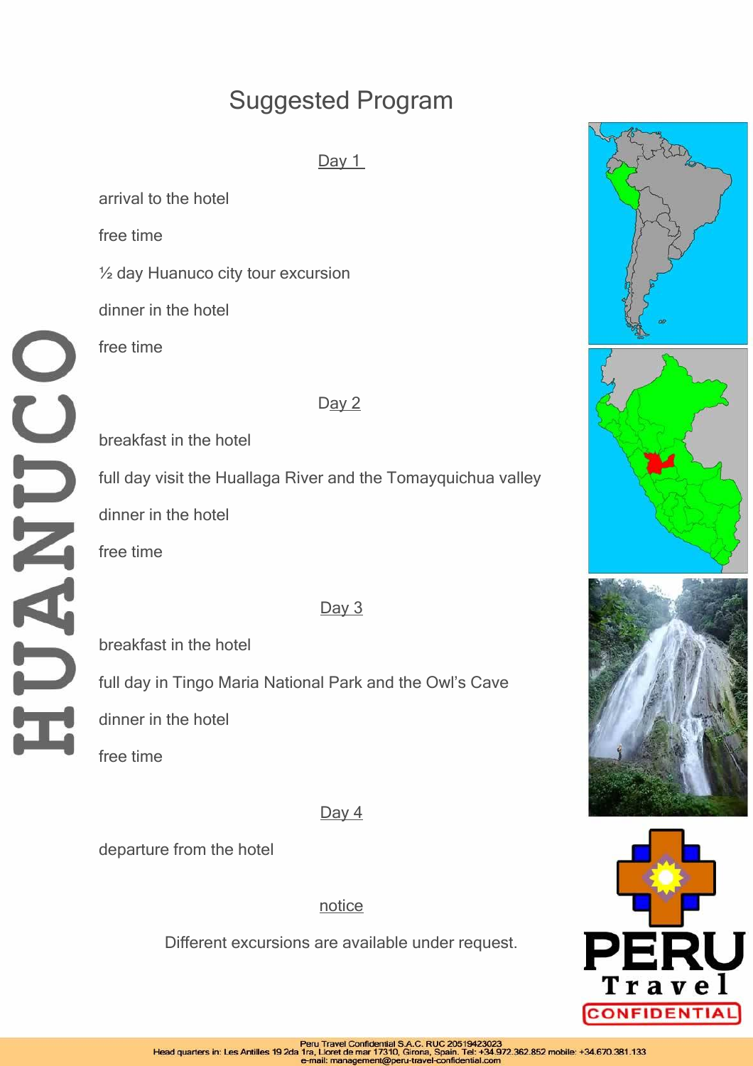# Suggested Program

HUANUCO

## Day 1

arrival to the hotel

free time

½ day Huanuco city tour excursion

dinner in the hotel

free time

## Day 2

breakfast in the hotel

full day visit the Huallaga River and the Tomayquichua valley

dinner in the hotel

free time

## Day 3

breakfast in the hotel

full day in Tingo Maria National Park and the Owl's Cave

dinner in the hotel

free time

## Day 4

departure from the hotel

## notice

Different excursions are available under request.

PERU Travel CONFIDENTIAL

Peru Travel Confidential S.A.C. RUC 20519423023
Head quarters in: Les Antilles 19 2da 1ra, Lloret de mar 17310, Girona, Spain. Tel: +34.972.362.852 mobile: +34.670.381.133
e-mail: management@peru-travel-confidential.com